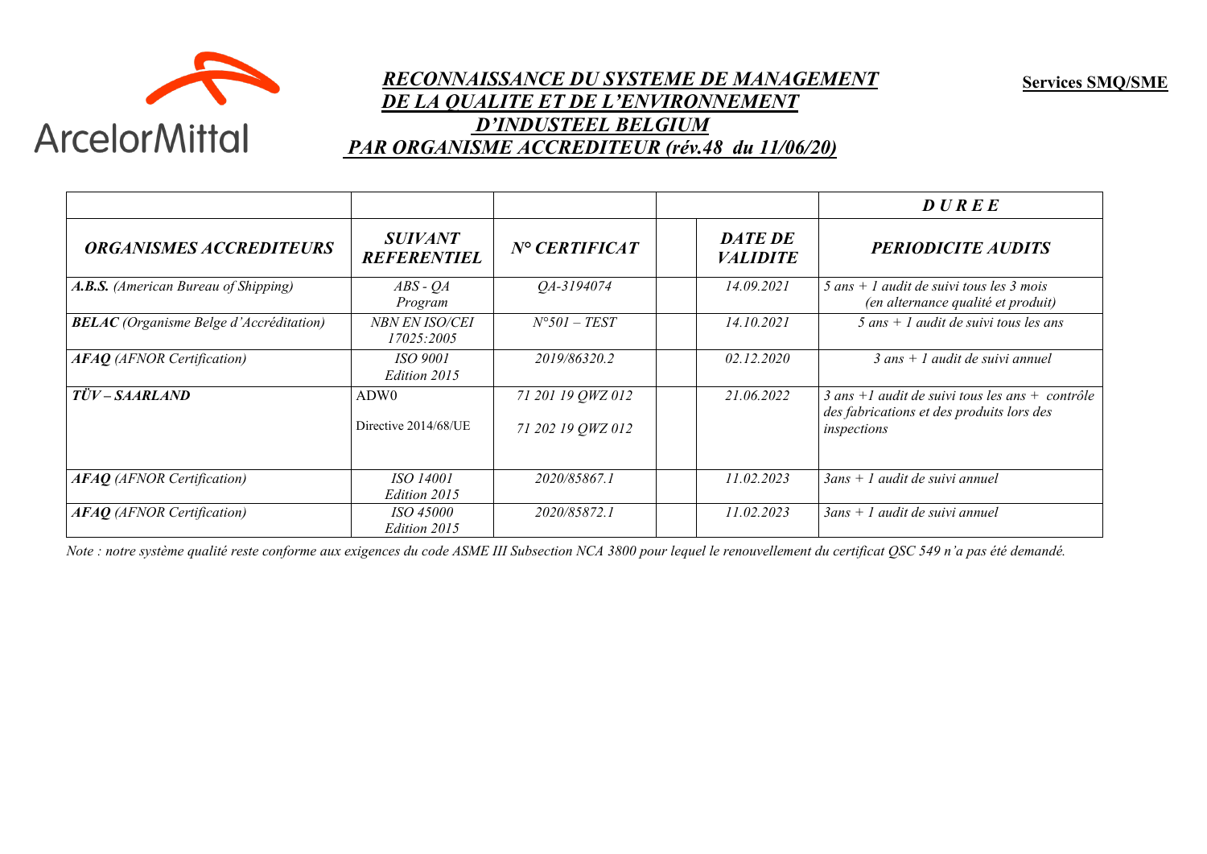ArcelorMittal

**Services SMQ/SME**

# *RECONNAISSANCE DU SYSTEME DE MANAGEMENT DE LA QUALITE ET DE L'ENVIRONNEMENT D'INDUSTEEL BELGIUM PAR ORGANISME ACCREDITEUR (rév.48 du 11/06/20)*

| | | | | | *DUREE* |
|---|---|---|---|---|---|
| ***ORGANISMES ACCREDITEURS*** | ***SUIVANT REFERENTIEL*** | ***N° CERTIFICAT*** | | ***DATE DE VALIDITE*** | ***PERIODICITE AUDITS*** |
| ***A.B.S.*** *(American Bureau of Shipping)* | *ABS - QA Program* | *QA-3194074* | | *14.09.2021* | *5 ans + 1 audit de suivi tous les 3 mois (en alternance qualité et produit)* |
| ***BELAC*** *(Organisme Belge d'Accréditation)* | *NBN EN ISO/CEI 17025:2005* | *N°501 – TEST* | | *14.10.2021* | *5 ans + 1 audit de suivi tous les ans* |
| ***AFAQ*** *(AFNOR Certification)* | *ISO 9001 Edition 2015* | *2019/86320.2* | | *02.12.2020* | *3 ans + 1 audit de suivi annuel* |
| ***TÜV – SAARLAND*** | ADW0<br>Directive 2014/68/UE | *71 201 19 QWZ 012*<br>*71 202 19 QWZ 012* | | *21.06.2022* | *3 ans +1 audit de suivi tous les ans + contrôle des fabrications et des produits lors des inspections* |
| ***AFAQ*** *(AFNOR Certification)* | *ISO 14001 Edition 2015* | *2020/85867.1* | | *11.02.2023* | *3ans + 1 audit de suivi annuel* |
| ***AFAQ*** *(AFNOR Certification)* | *ISO 45000 Edition 2015* | *2020/85872.1* | | *11.02.2023* | *3ans + 1 audit de suivi annuel* |

*Note : notre système qualité reste conforme aux exigences du code ASME III Subsection NCA 3800 pour lequel le renouvellement du certificat QSC 549 n'a pas été demandé.*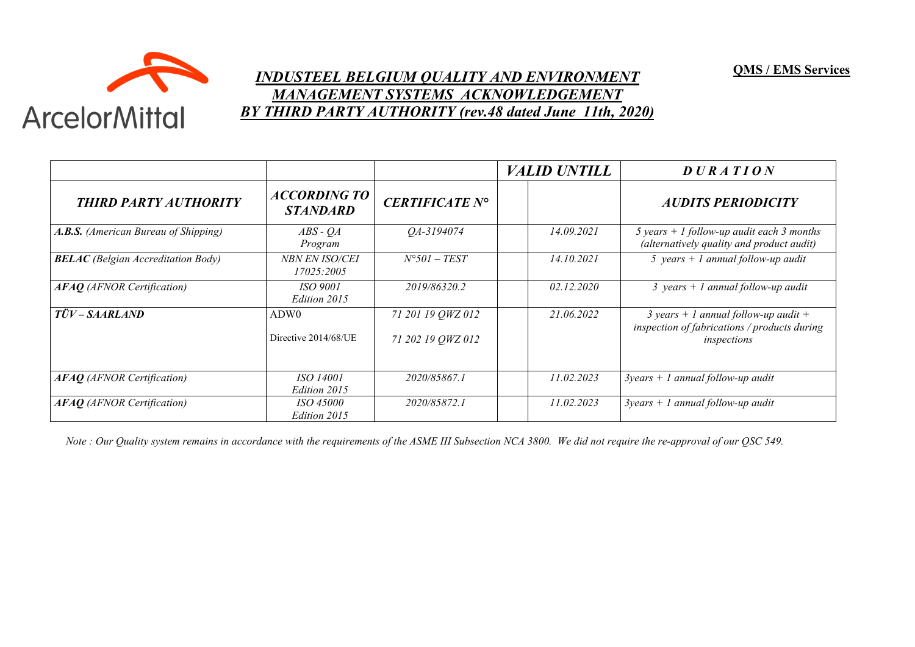ArcelorMittal

**QMS / EMS Services**

# *INDUSTEEL BELGIUM QUALITY AND ENVIRONMENT MANAGEMENT SYSTEMS ACKNOWLEDGEMENT BY THIRD PARTY AUTHORITY (rev.48 dated June 11th, 2020)*

| | | | | *VALID UNTILL* | *DURATION* |
|---|---|---|---|---|---|
| ***THIRD PARTY AUTHORITY*** | ***ACCORDING TO STANDARD*** | ***CERTIFICATE N°*** | | | ***AUDITS PERIODICITY*** |
| ***A.B.S.*** *(American Bureau of Shipping)* | *ABS - QA Program* | *QA-3194074* | | *14.09.2021* | *5 years + 1 follow-up audit each 3 months (alternatively quality and product audit)* |
| ***BELAC*** *(Belgian Accreditation Body)* | *NBN EN ISO/CEI 17025:2005* | *N°501 – TEST* | | *14.10.2021* | *5 years + 1 annual follow-up audit* |
| ***AFAQ*** *(AFNOR Certification)* | *ISO 9001 Edition 2015* | *2019/86320.2* | | *02.12.2020* | *3 years + 1 annual follow-up audit* |
| ***TÜV – SAARLAND*** | ADW0<br>Directive 2014/68/UE | *71 201 19 QWZ 012*<br>*71 202 19 QWZ 012* | | *21.06.2022* | *3 years + 1 annual follow-up audit + inspection of fabrications / products during inspections* |
| ***AFAQ*** *(AFNOR Certification)* | *ISO 14001 Edition 2015* | *2020/85867.1* | | *11.02.2023* | *3years + 1 annual follow-up audit* |
| ***AFAQ*** *(AFNOR Certification)* | *ISO 45000 Edition 2015* | *2020/85872.1* | | *11.02.2023* | *3years + 1 annual follow-up audit* |

*Note : Our Quality system remains in accordance with the requirements of the ASME III Subsection NCA 3800. We did not require the re-approval of our QSC 549.*